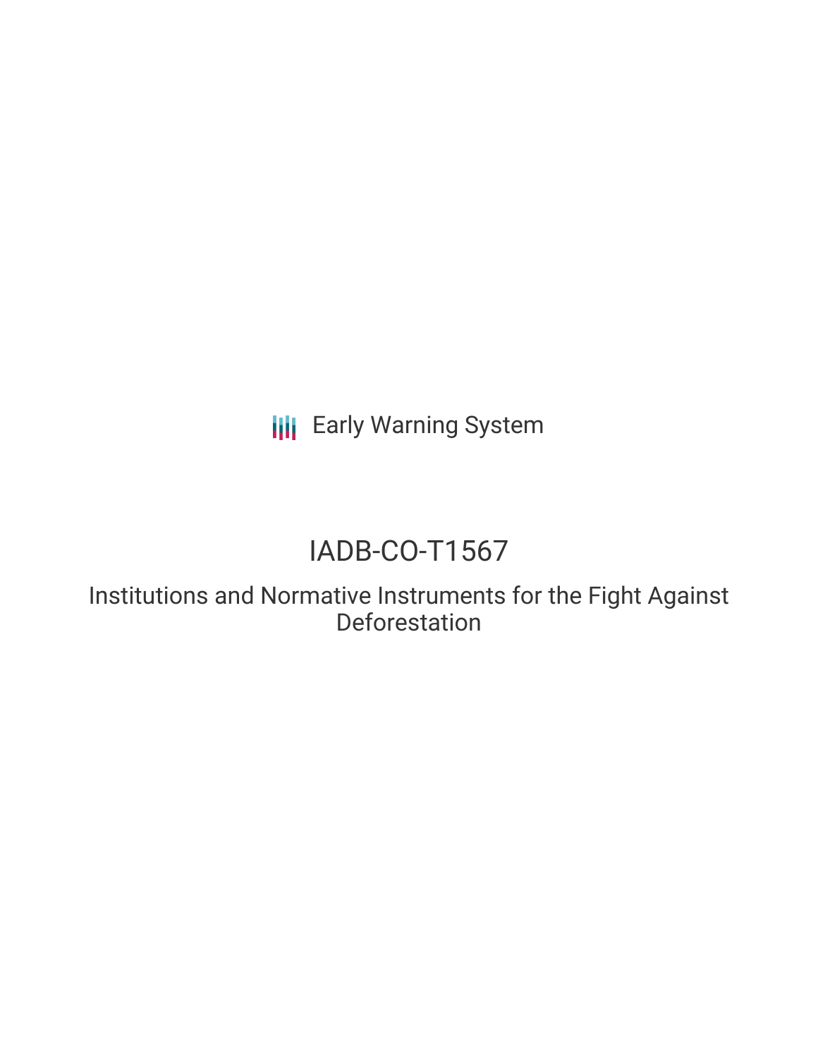Early Warning System

# IADB-CO-T1567

## Institutions and Normative Instruments for the Fight Against Deforestation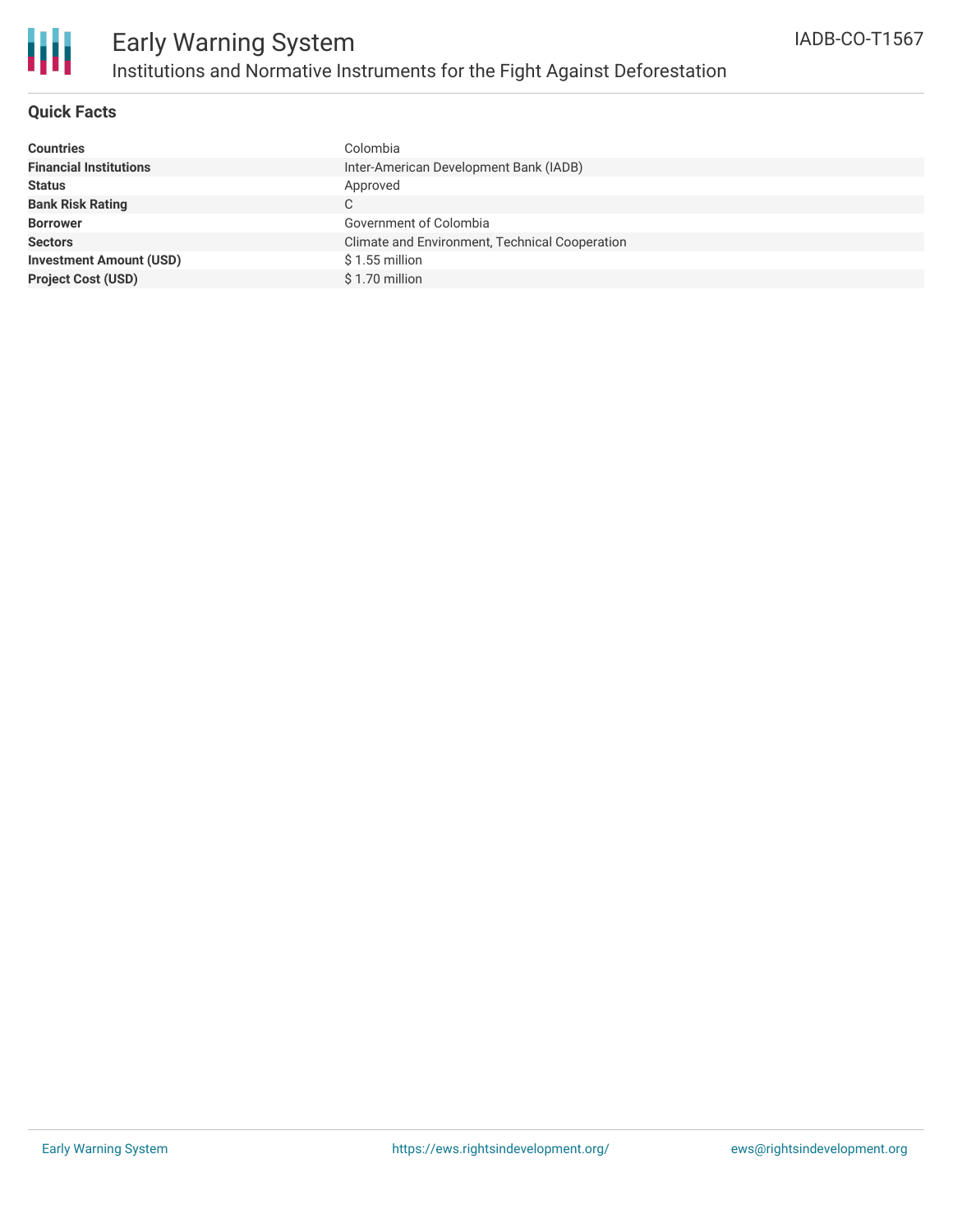# Early Warning System

## Institutions and Normative Instruments for the Fight Against Deforestation

IADB-CO-T1567

### Quick Facts

| | |
|---|---|
| **Countries** | Colombia |
| **Financial Institutions** | Inter-American Development Bank (IADB) |
| **Status** | Approved |
| **Bank Risk Rating** | C |
| **Borrower** | Government of Colombia |
| **Sectors** | Climate and Environment, Technical Cooperation |
| **Investment Amount (USD)** | $ 1.55 million |
| **Project Cost (USD)** | $ 1.70 million |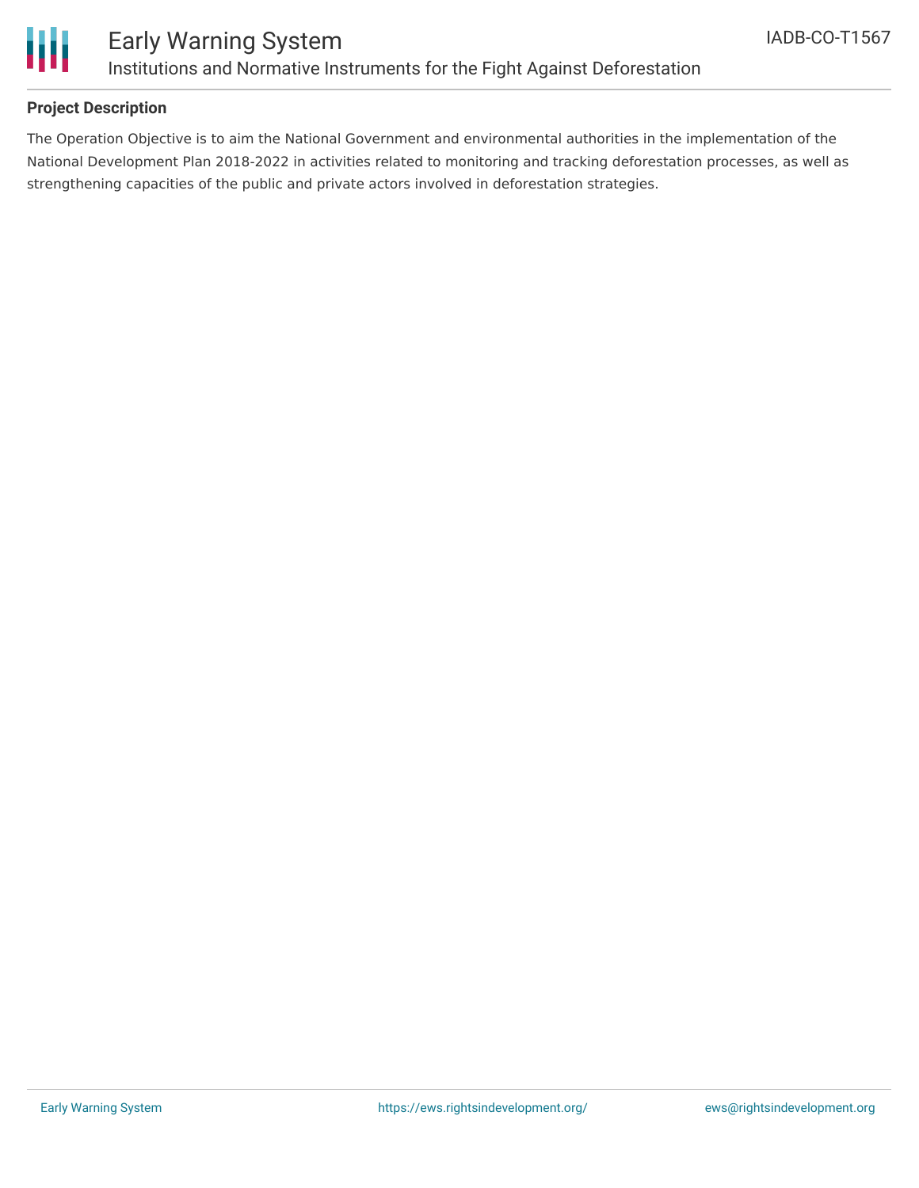**Project Description**

The Operation Objective is to aim the National Government and environmental authorities in the implementation of the National Development Plan 2018-2022 in activities related to monitoring and tracking deforestation processes, as well as strengthening capacities of the public and private actors involved in deforestation strategies.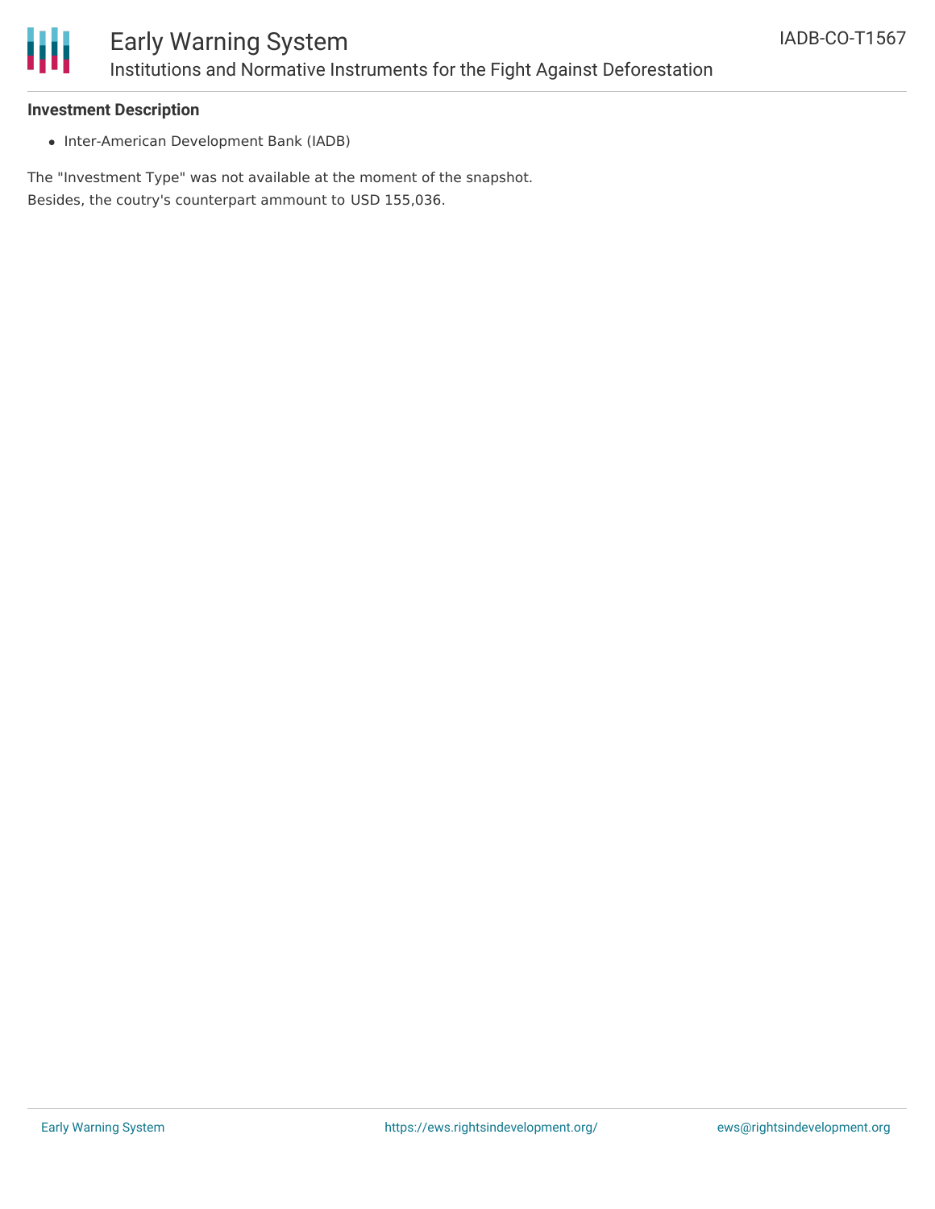**Investment Description**

- Inter-American Development Bank (IADB)

The "Investment Type" was not available at the moment of the snapshot.
Besides, the coutry's counterpart ammount to USD 155,036.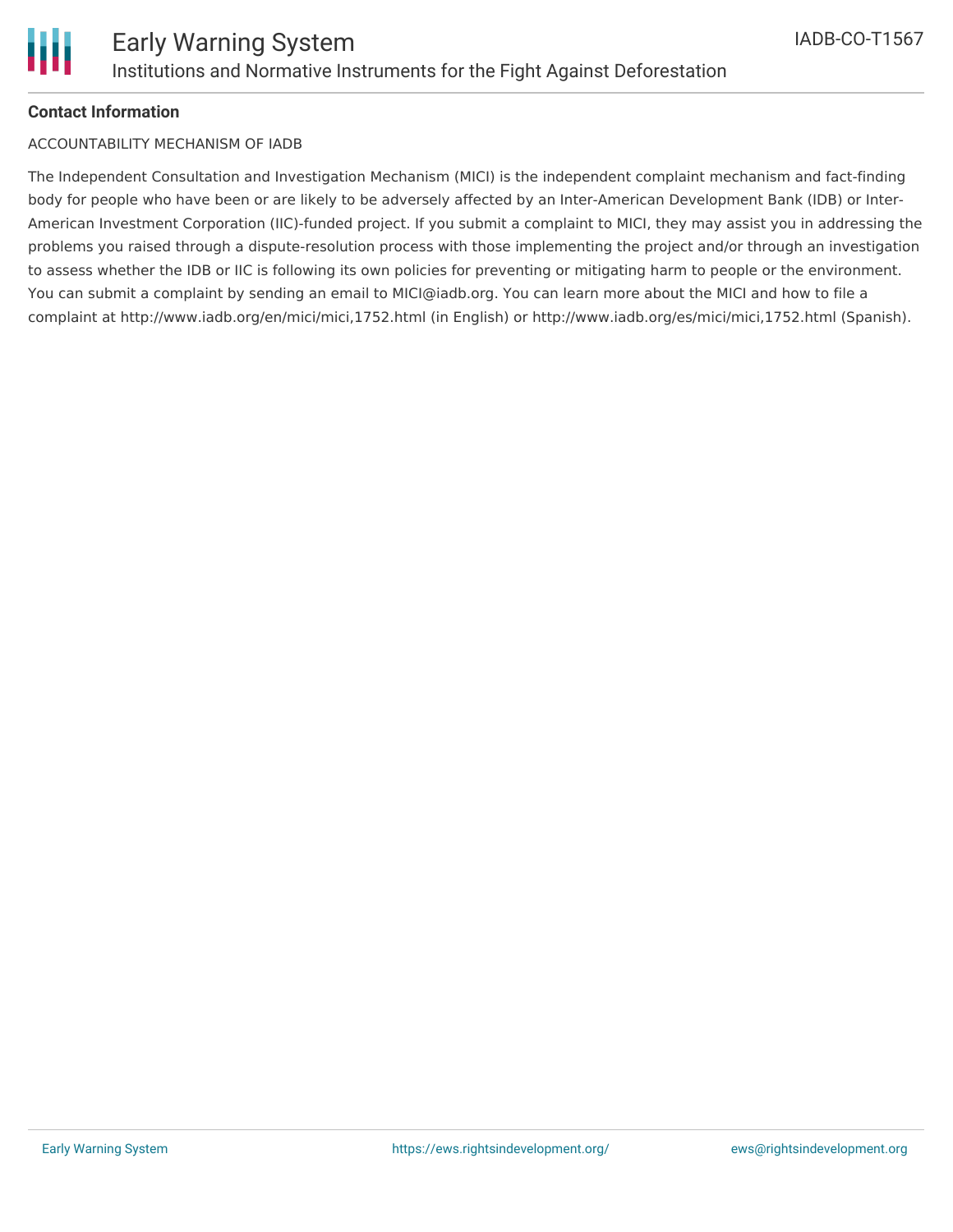**Contact Information**

ACCOUNTABILITY MECHANISM OF IADB

The Independent Consultation and Investigation Mechanism (MICI) is the independent complaint mechanism and fact-finding body for people who have been or are likely to be adversely affected by an Inter-American Development Bank (IDB) or Inter-American Investment Corporation (IIC)-funded project. If you submit a complaint to MICI, they may assist you in addressing the problems you raised through a dispute-resolution process with those implementing the project and/or through an investigation to assess whether the IDB or IIC is following its own policies for preventing or mitigating harm to people or the environment. You can submit a complaint by sending an email to MICI@iadb.org. You can learn more about the MICI and how to file a complaint at http://www.iadb.org/en/mici/mici,1752.html (in English) or http://www.iadb.org/es/mici/mici,1752.html (Spanish).